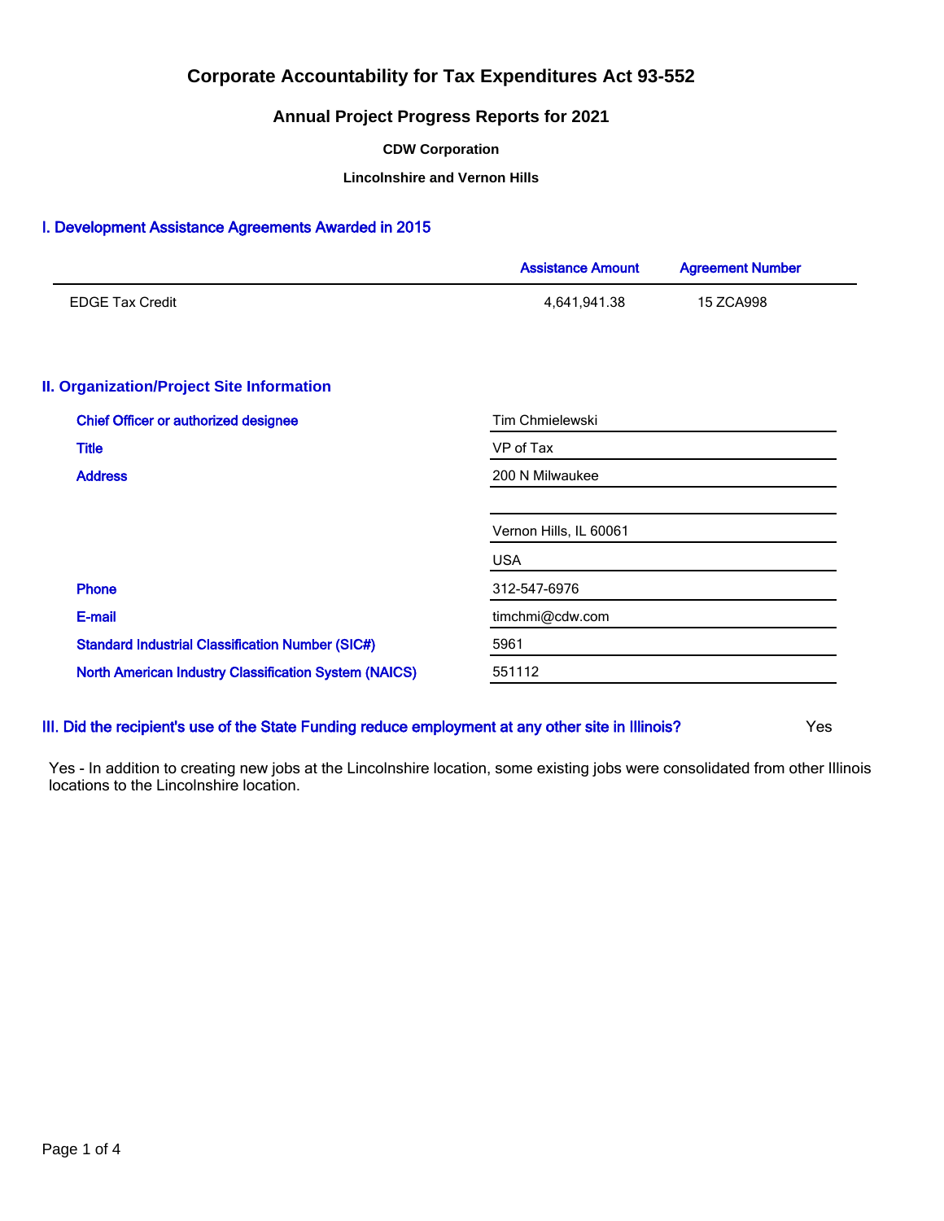# Corporate Accountability for Tax Expenditures Act 93-552

## Annual Project Progress Reports for 2021

### CDW Corporation

### Lincolnshire and Vernon Hills

## I. Development Assistance Agreements Awarded in 2015

| | Assistance Amount | Agreement Number |
|---|---|---|
| EDGE Tax Credit | 4,641,941.38 | 15 ZCA998 |

## II. Organization/Project Site Information

| | |
|---|---|
| Chief Officer or authorized designee | Tim Chmielewski |
| Title | VP of Tax |
| Address | 200 N Milwaukee |
| | |
| | Vernon Hills, IL 60061 |
| | USA |
| Phone | 312-547-6976 |
| E-mail | timchmi@cdw.com |
| Standard Industrial Classification Number (SIC#) | 5961 |
| North American Industry Classification System (NAICS) | 551112 |

## III. Did the recipient's use of the State Funding reduce employment at any other site in Illinois? Yes

Yes - In addition to creating new jobs at the Lincolnshire location, some existing jobs were consolidated from other Illinois locations to the Lincolnshire location.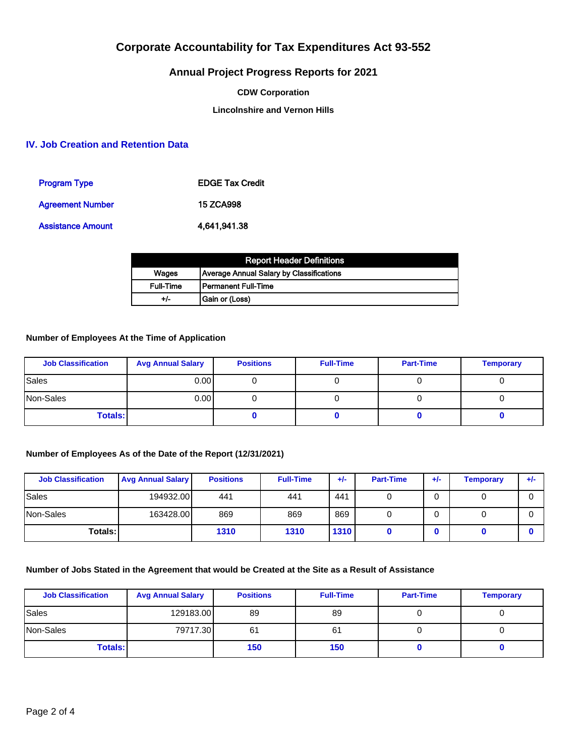# Corporate Accountability for Tax Expenditures Act 93-552

## Annual Project Progress Reports for 2021

**CDW Corporation**

**Lincolnshire and Vernon Hills**

## IV. Job Creation and Retention Data

| | |
|---|---|
| Program Type | **EDGE Tax Credit** |
| Agreement Number | **15 ZCA998** |
| Assistance Amount | **4,641,941.38** |

| Report Header Definitions | |
|---|---|
| Wages | Average Annual Salary by Classifications |
| Full-Time | Permanent Full-Time |
| +/- | Gain or (Loss) |

### Number of Employees At the Time of Application

| Job Classification | Avg Annual Salary | Positions | Full-Time | Part-Time | Temporary |
|---|---|---|---|---|---|
| Sales | 0.00 | 0 | 0 | 0 | 0 |
| Non-Sales | 0.00 | 0 | 0 | 0 | 0 |
| **Totals:** | | **0** | **0** | **0** | **0** |

### Number of Employees As of the Date of the Report (12/31/2021)

| Job Classification | Avg Annual Salary | Positions | Full-Time | +/- | Part-Time | +/- | Temporary | +/- |
|---|---|---|---|---|---|---|---|---|
| Sales | 194932.00 | 441 | 441 | 441 | 0 | 0 | 0 | 0 |
| Non-Sales | 163428.00 | 869 | 869 | 869 | 0 | 0 | 0 | 0 |
| **Totals:** | | **1310** | **1310** | **1310** | **0** | **0** | **0** | **0** |

### Number of Jobs Stated in the Agreement that would be Created at the Site as a Result of Assistance

| Job Classification | Avg Annual Salary | Positions | Full-Time | Part-Time | Temporary |
|---|---|---|---|---|---|
| Sales | 129183.00 | 89 | 89 | 0 | 0 |
| Non-Sales | 79717.30 | 61 | 61 | 0 | 0 |
| **Totals:** | | **150** | **150** | **0** | **0** |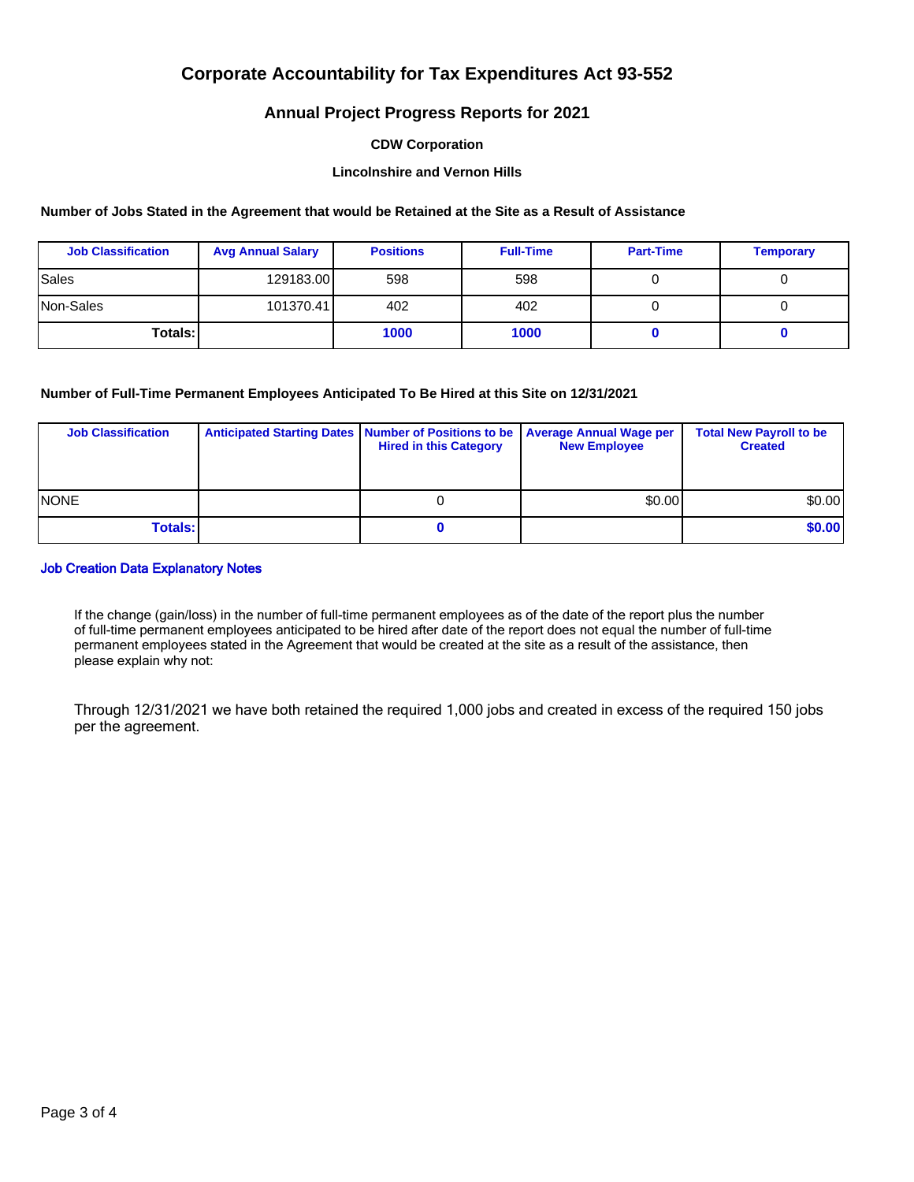# Corporate Accountability for Tax Expenditures Act 93-552

## Annual Project Progress Reports for 2021

### CDW Corporation

### Lincolnshire and Vernon Hills

**Number of Jobs Stated in the Agreement that would be Retained at the Site as a Result of Assistance**

| Job Classification | Avg Annual Salary | Positions | Full-Time | Part-Time | Temporary |
|---|---|---|---|---|---|
| Sales | 129183.00 | 598 | 598 | 0 | 0 |
| Non-Sales | 101370.41 | 402 | 402 | 0 | 0 |
| **Totals:** | | **1000** | **1000** | **0** | **0** |

**Number of Full-Time Permanent Employees Anticipated To Be Hired at this Site on 12/31/2021**

| Job Classification | Anticipated Starting Dates | Number of Positions to be Hired in this Category | Average Annual Wage per New Employee | Total New Payroll to be Created |
|---|---|---|---|---|
| NONE | | 0 | $0.00 | $0.00 |
| **Totals:** | | **0** | | **$0.00** |

**Job Creation Data Explanatory Notes**

If the change (gain/loss) in the number of full-time permanent employees as of the date of the report plus the number of full-time permanent employees anticipated to be hired after date of the report does not equal the number of full-time permanent employees stated in the Agreement that would be created at the site as a result of the assistance, then please explain why not:

Through 12/31/2021 we have both retained the required 1,000 jobs and created in excess of the required 150 jobs per the agreement.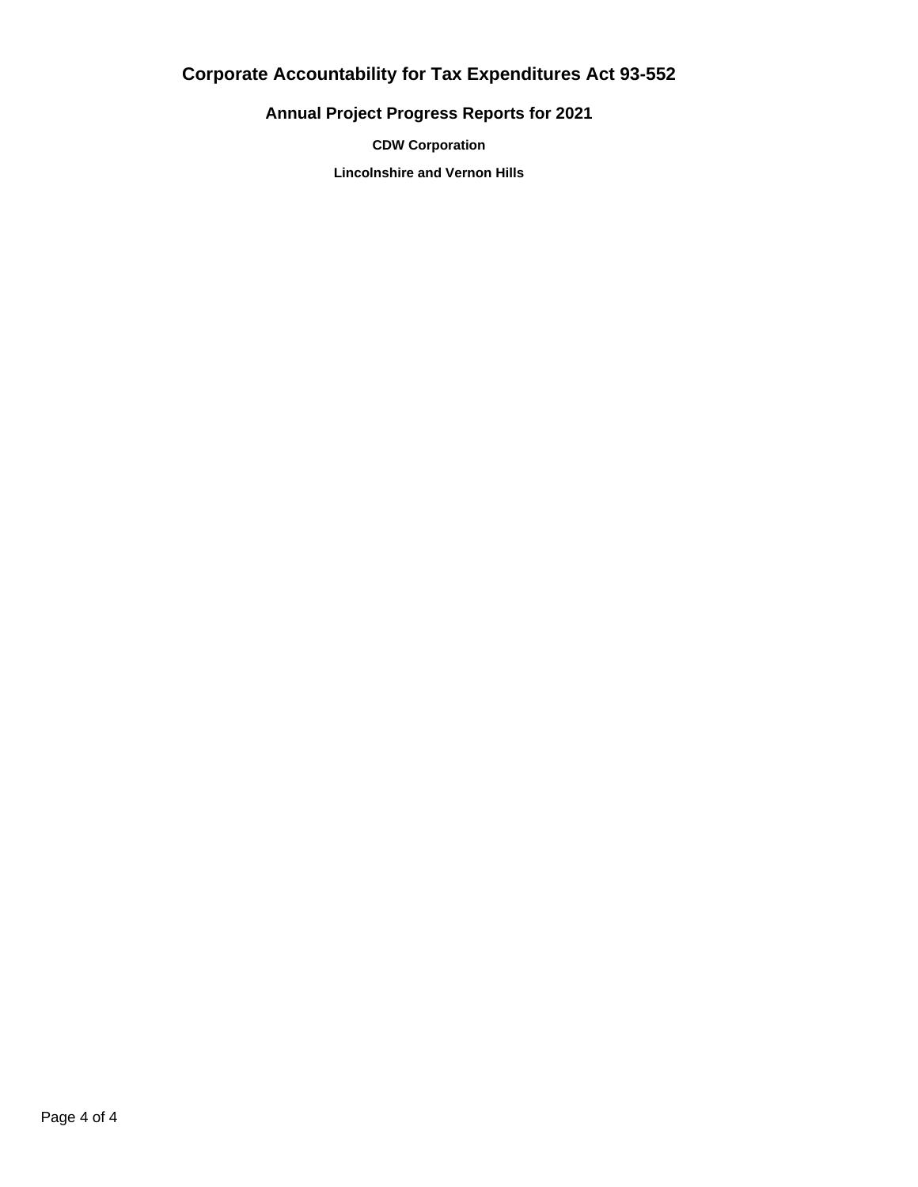# Corporate Accountability for Tax Expenditures Act 93-552

## Annual Project Progress Reports for 2021

### CDW Corporation

### Lincolnshire and Vernon Hills